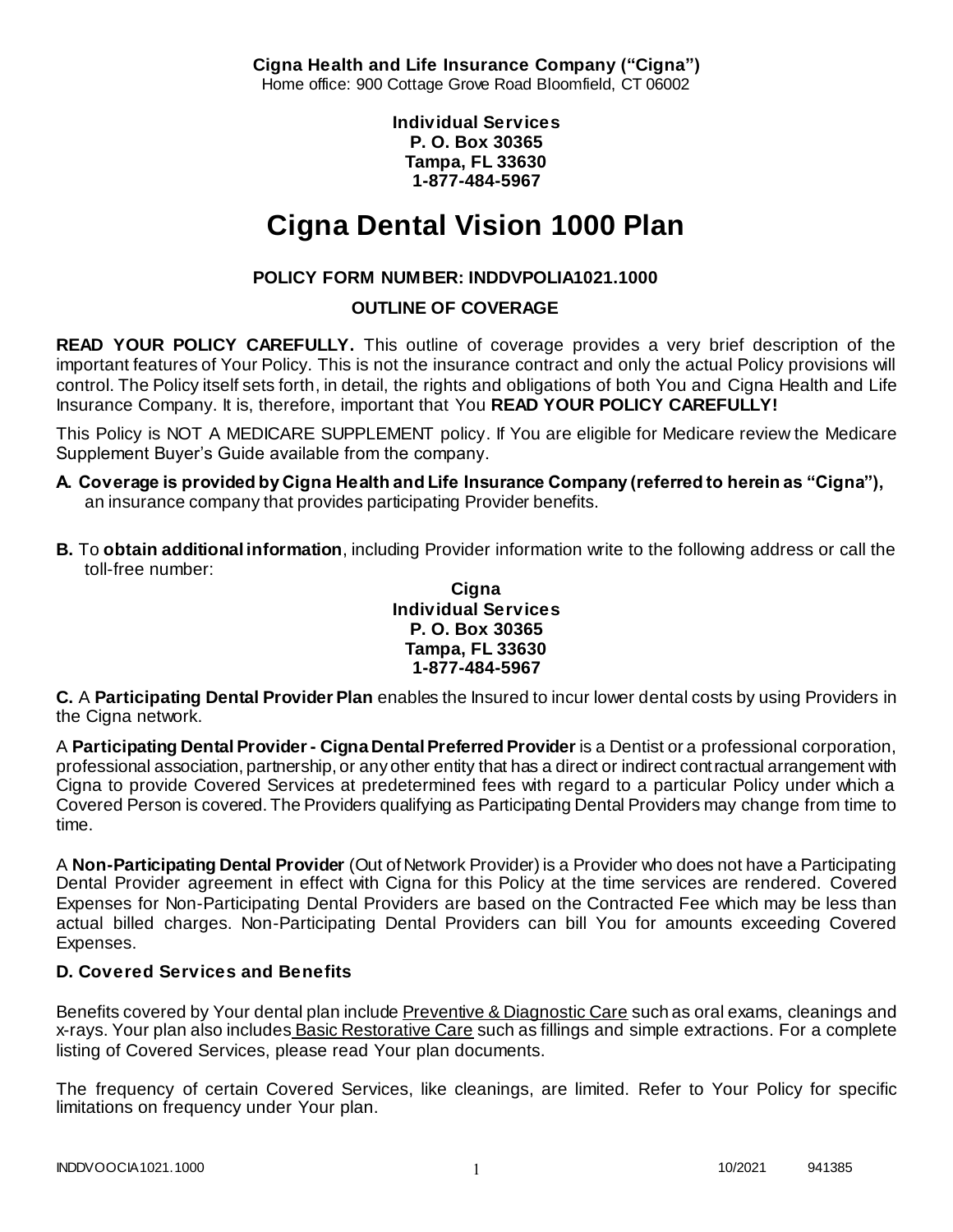**Cigna Health and Life Insurance Company ("Cigna")**
Home office: 900 Cottage Grove Road Bloomfield, CT 06002

**Individual Services**
**P. O. Box 30365**
**Tampa, FL 33630**
**1-877-484-5967**

# Cigna Dental Vision 1000 Plan

**POLICY FORM NUMBER: INDDVPOLIA1021.1000**

**OUTLINE OF COVERAGE**

**READ YOUR POLICY CAREFULLY.** This outline of coverage provides a very brief description of the important features of Your Policy. This is not the insurance contract and only the actual Policy provisions will control. The Policy itself sets forth, in detail, the rights and obligations of both You and Cigna Health and Life Insurance Company. It is, therefore, important that You **READ YOUR POLICY CAREFULLY!**

This Policy is NOT A MEDICARE SUPPLEMENT policy. If You are eligible for Medicare review the Medicare Supplement Buyer's Guide available from the company.

**A. Coverage is provided by Cigna Health and Life Insurance Company (referred to herein as "Cigna"),** an insurance company that provides participating Provider benefits.

**B.** To **obtain additional information**, including Provider information write to the following address or call the toll-free number:

**Cigna**
**Individual Services**
**P. O. Box 30365**
**Tampa, FL 33630**
**1-877-484-5967**

**C.** A **Participating Dental Provider Plan** enables the Insured to incur lower dental costs by using Providers in the Cigna network.

A **Participating Dental Provider - Cigna Dental Preferred Provider** is a Dentist or a professional corporation, professional association, partnership, or any other entity that has a direct or indirect contractual arrangement with Cigna to provide Covered Services at predetermined fees with regard to a particular Policy under which a Covered Person is covered. The Providers qualifying as Participating Dental Providers may change from time to time.

A **Non-Participating Dental Provider** (Out of Network Provider) is a Provider who does not have a Participating Dental Provider agreement in effect with Cigna for this Policy at the time services are rendered. Covered Expenses for Non-Participating Dental Providers are based on the Contracted Fee which may be less than actual billed charges. Non-Participating Dental Providers can bill You for amounts exceeding Covered Expenses.

### D. Covered Services and Benefits

Benefits covered by Your dental plan include Preventive & Diagnostic Care such as oral exams, cleanings and x-rays. Your plan also includes Basic Restorative Care such as fillings and simple extractions. For a complete listing of Covered Services, please read Your plan documents.

The frequency of certain Covered Services, like cleanings, are limited. Refer to Your Policy for specific limitations on frequency under Your plan.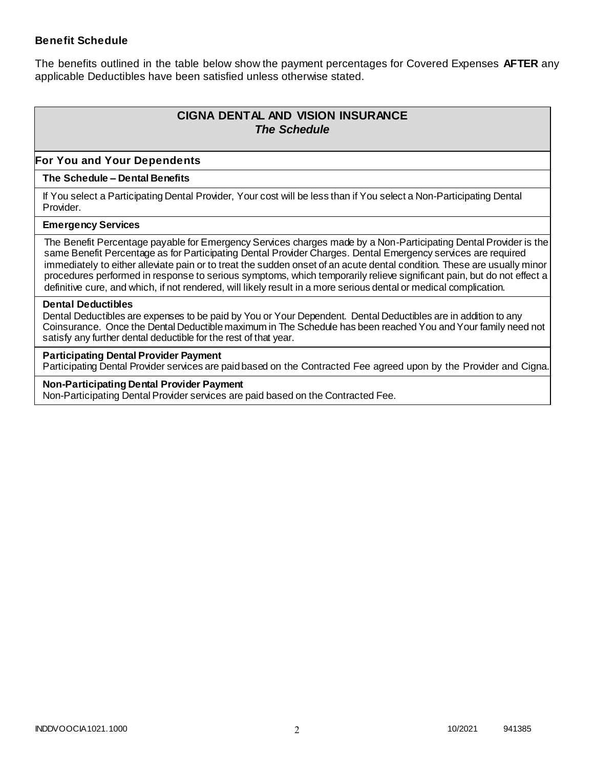**Benefit Schedule**

The benefits outlined in the table below show the payment percentages for Covered Expenses **AFTER** any applicable Deductibles have been satisfied unless otherwise stated.

## CIGNA DENTAL AND VISION INSURANCE
### *The Schedule*

### For You and Your Dependents

**The Schedule – Dental Benefits**

If You select a Participating Dental Provider, Your cost will be less than if You select a Non-Participating Dental Provider.

**Emergency Services**

The Benefit Percentage payable for Emergency Services charges made by a Non-Participating Dental Provider is the same Benefit Percentage as for Participating Dental Provider Charges. Dental Emergency services are required immediately to either alleviate pain or to treat the sudden onset of an acute dental condition. These are usually minor procedures performed in response to serious symptoms, which temporarily relieve significant pain, but do not effect a definitive cure, and which, if not rendered, will likely result in a more serious dental or medical complication.

**Dental Deductibles**

Dental Deductibles are expenses to be paid by You or Your Dependent. Dental Deductibles are in addition to any Coinsurance. Once the Dental Deductible maximum in The Schedule has been reached You and Your family need not satisfy any further dental deductible for the rest of that year.

**Participating Dental Provider Payment**

Participating Dental Provider services are paid based on the Contracted Fee agreed upon by the Provider and Cigna.

**Non-Participating Dental Provider Payment**

Non-Participating Dental Provider services are paid based on the Contracted Fee.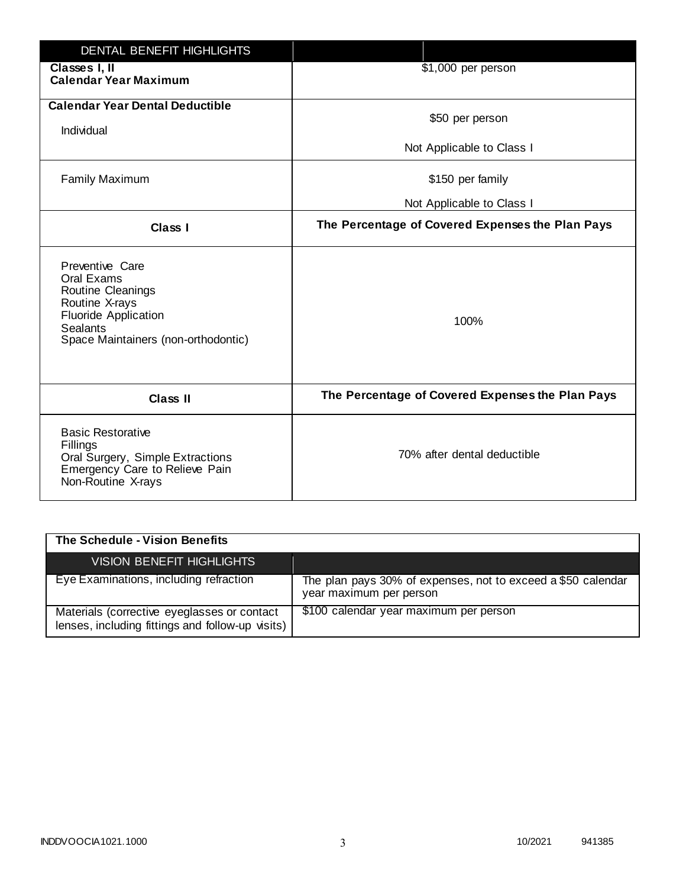| DENTAL BENEFIT HIGHLIGHTS | |
|---|---|
| **Classes I, II**<br>**Calendar Year Maximum** | $1,000 per person |
| **Calendar Year Dental Deductible**<br>Individual | $50 per person<br>Not Applicable to Class I |
| Family Maximum | $150 per family<br>Not Applicable to Class I |
| **Class I** | **The Percentage of Covered Expenses the Plan Pays** |
| Preventive Care<br>Oral Exams<br>Routine Cleanings<br>Routine X-rays<br>Fluoride Application<br>Sealants<br>Space Maintainers (non-orthodontic) | 100% |
| **Class II** | **The Percentage of Covered Expenses the Plan Pays** |
| Basic Restorative<br>Fillings<br>Oral Surgery, Simple Extractions<br>Emergency Care to Relieve Pain<br>Non-Routine X-rays | 70% after dental deductible |

**The Schedule - Vision Benefits**

| VISION BENEFIT HIGHLIGHTS | |
|---|---|
| Eye Examinations, including refraction | The plan pays 30% of expenses, not to exceed a $50 calendar year maximum per person |
| Materials (corrective eyeglasses or contact lenses, including fittings and follow-up visits) | $100 calendar year maximum per person |

INDDVOOCIA1021.1000 10/2021 941385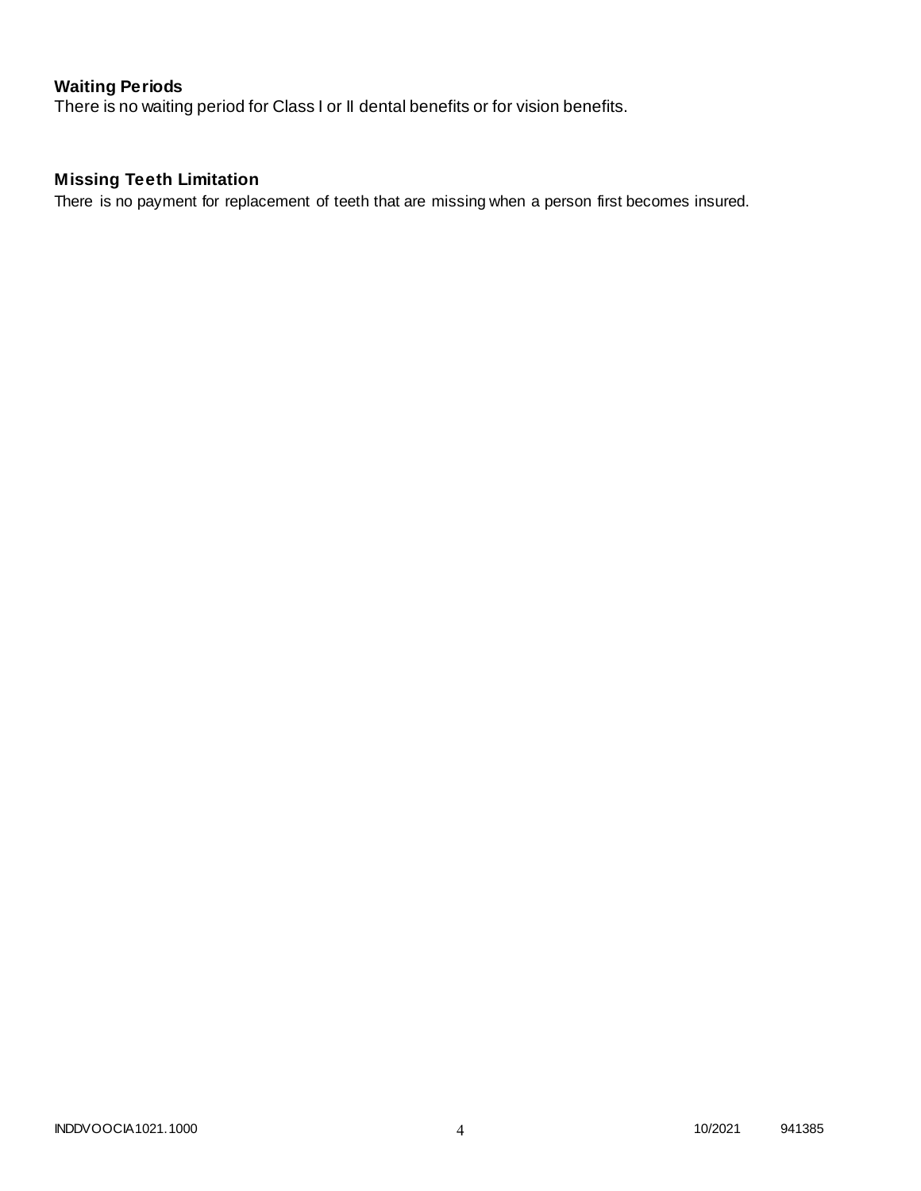## Waiting Periods

There is no waiting period for Class I or II dental benefits or for vision benefits.

## Missing Teeth Limitation

There is no payment for replacement of teeth that are missing when a person first becomes insured.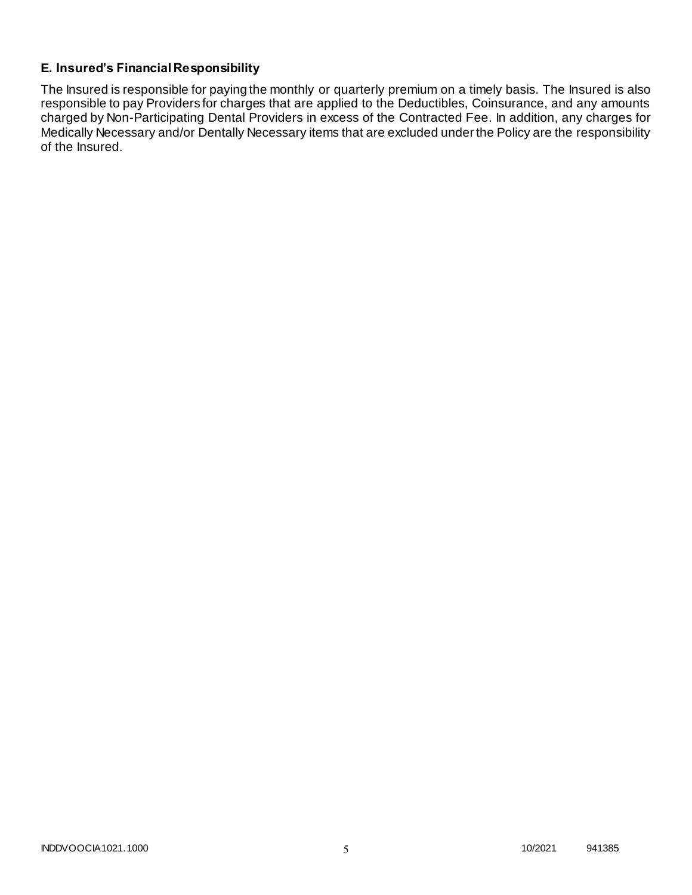### E. Insured's Financial Responsibility

The Insured is responsible for paying the monthly or quarterly premium on a timely basis. The Insured is also responsible to pay Providers for charges that are applied to the Deductibles, Coinsurance, and any amounts charged by Non-Participating Dental Providers in excess of the Contracted Fee. In addition, any charges for Medically Necessary and/or Dentally Necessary items that are excluded under the Policy are the responsibility of the Insured.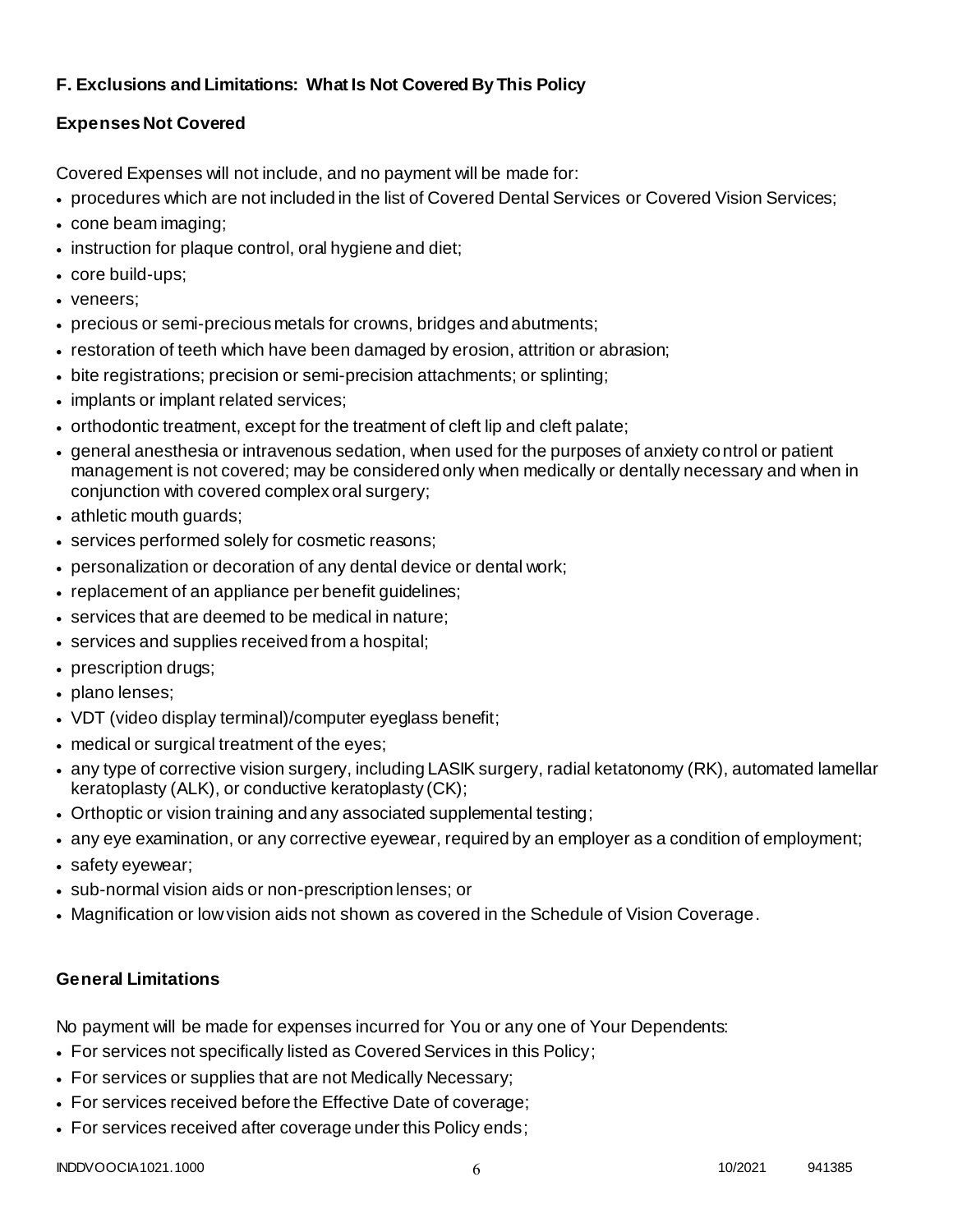## F. Exclusions and Limitations: What Is Not Covered By This Policy

### Expenses Not Covered

Covered Expenses will not include, and no payment will be made for:

- procedures which are not included in the list of Covered Dental Services or Covered Vision Services;
- cone beam imaging;
- instruction for plaque control, oral hygiene and diet;
- core build-ups;
- veneers;
- precious or semi-precious metals for crowns, bridges and abutments;
- restoration of teeth which have been damaged by erosion, attrition or abrasion;
- bite registrations; precision or semi-precision attachments; or splinting;
- implants or implant related services;
- orthodontic treatment, except for the treatment of cleft lip and cleft palate;
- general anesthesia or intravenous sedation, when used for the purposes of anxiety control or patient management is not covered; may be considered only when medically or dentally necessary and when in conjunction with covered complex oral surgery;
- athletic mouth guards;
- services performed solely for cosmetic reasons;
- personalization or decoration of any dental device or dental work;
- replacement of an appliance per benefit guidelines;
- services that are deemed to be medical in nature;
- services and supplies received from a hospital;
- prescription drugs;
- plano lenses;
- VDT (video display terminal)/computer eyeglass benefit;
- medical or surgical treatment of the eyes;
- any type of corrective vision surgery, including LASIK surgery, radial ketatonomy (RK), automated lamellar keratoplasty (ALK), or conductive keratoplasty (CK);
- Orthoptic or vision training and any associated supplemental testing;
- any eye examination, or any corrective eyewear, required by an employer as a condition of employment;
- safety eyewear;
- sub-normal vision aids or non-prescription lenses; or
- Magnification or low vision aids not shown as covered in the Schedule of Vision Coverage.

### General Limitations

No payment will be made for expenses incurred for You or any one of Your Dependents:

- For services not specifically listed as Covered Services in this Policy;
- For services or supplies that are not Medically Necessary;
- For services received before the Effective Date of coverage;
- For services received after coverage under this Policy ends;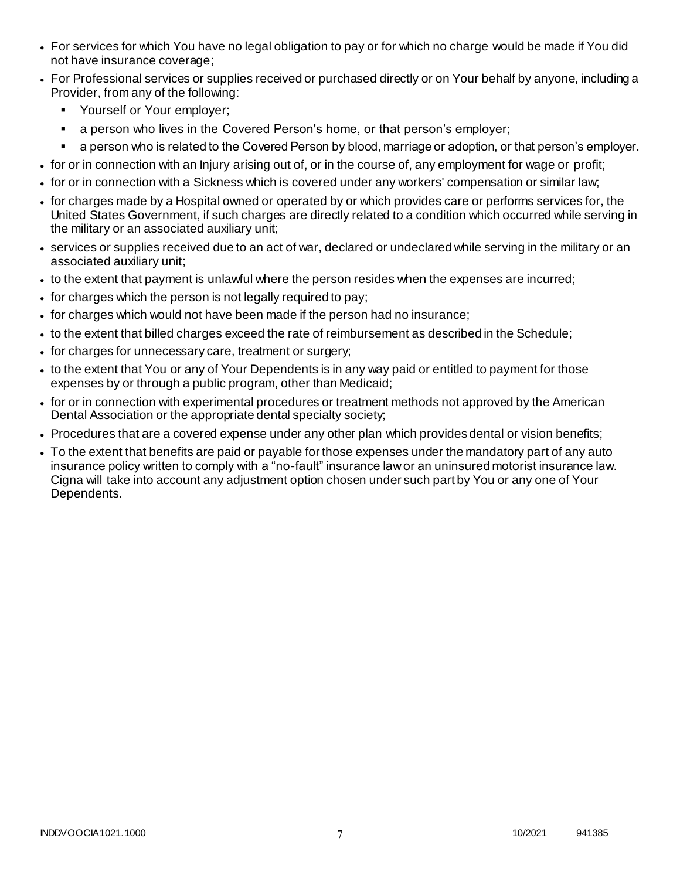- For services for which You have no legal obligation to pay or for which no charge would be made if You did not have insurance coverage;
- For Professional services or supplies received or purchased directly or on Your behalf by anyone, including a Provider, from any of the following:
  - Yourself or Your employer;
  - a person who lives in the Covered Person's home, or that person's employer;
  - a person who is related to the Covered Person by blood, marriage or adoption, or that person's employer.
- for or in connection with an Injury arising out of, or in the course of, any employment for wage or profit;
- for or in connection with a Sickness which is covered under any workers' compensation or similar law;
- for charges made by a Hospital owned or operated by or which provides care or performs services for, the United States Government, if such charges are directly related to a condition which occurred while serving in the military or an associated auxiliary unit;
- services or supplies received due to an act of war, declared or undeclared while serving in the military or an associated auxiliary unit;
- to the extent that payment is unlawful where the person resides when the expenses are incurred;
- for charges which the person is not legally required to pay;
- for charges which would not have been made if the person had no insurance;
- to the extent that billed charges exceed the rate of reimbursement as described in the Schedule;
- for charges for unnecessary care, treatment or surgery;
- to the extent that You or any of Your Dependents is in any way paid or entitled to payment for those expenses by or through a public program, other than Medicaid;
- for or in connection with experimental procedures or treatment methods not approved by the American Dental Association or the appropriate dental specialty society;
- Procedures that are a covered expense under any other plan which provides dental or vision benefits;
- To the extent that benefits are paid or payable for those expenses under the mandatory part of any auto insurance policy written to comply with a "no-fault" insurance law or an uninsured motorist insurance law. Cigna will take into account any adjustment option chosen under such part by You or any one of Your Dependents.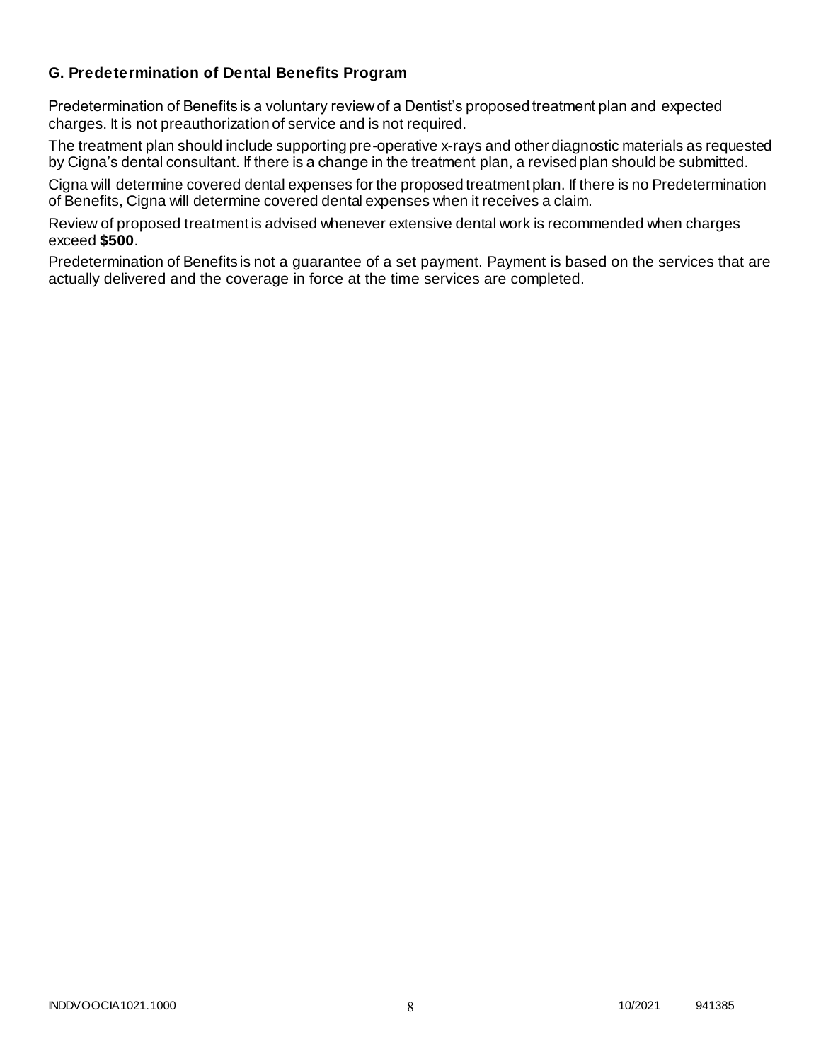### G. Predetermination of Dental Benefits Program

Predetermination of Benefits is a voluntary review of a Dentist's proposed treatment plan and expected charges. It is not preauthorization of service and is not required.

The treatment plan should include supporting pre-operative x-rays and other diagnostic materials as requested by Cigna's dental consultant. If there is a change in the treatment plan, a revised plan should be submitted.

Cigna will determine covered dental expenses for the proposed treatment plan. If there is no Predetermination of Benefits, Cigna will determine covered dental expenses when it receives a claim.

Review of proposed treatment is advised whenever extensive dental work is recommended when charges exceed **$500**.

Predetermination of Benefits is not a guarantee of a set payment. Payment is based on the services that are actually delivered and the coverage in force at the time services are completed.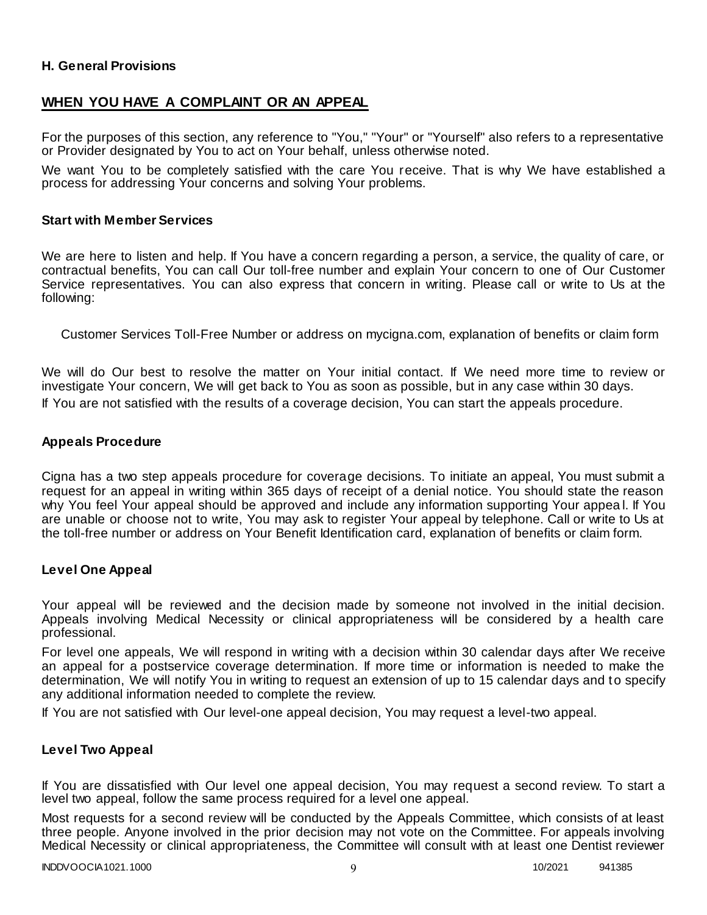### H. General Provisions

## WHEN YOU HAVE A COMPLAINT OR AN APPEAL

For the purposes of this section, any reference to "You," "Your" or "Yourself" also refers to a representative or Provider designated by You to act on Your behalf, unless otherwise noted.

We want You to be completely satisfied with the care You receive. That is why We have established a process for addressing Your concerns and solving Your problems.

### Start with Member Services

We are here to listen and help. If You have a concern regarding a person, a service, the quality of care, or contractual benefits, You can call Our toll-free number and explain Your concern to one of Our Customer Service representatives. You can also express that concern in writing. Please call or write to Us at the following:

Customer Services Toll-Free Number or address on mycigna.com, explanation of benefits or claim form

We will do Our best to resolve the matter on Your initial contact. If We need more time to review or investigate Your concern, We will get back to You as soon as possible, but in any case within 30 days.

If You are not satisfied with the results of a coverage decision, You can start the appeals procedure.

### Appeals Procedure

Cigna has a two step appeals procedure for coverage decisions. To initiate an appeal, You must submit a request for an appeal in writing within 365 days of receipt of a denial notice. You should state the reason why You feel Your appeal should be approved and include any information supporting Your appeal. If You are unable or choose not to write, You may ask to register Your appeal by telephone. Call or write to Us at the toll-free number or address on Your Benefit Identification card, explanation of benefits or claim form.

### Level One Appeal

Your appeal will be reviewed and the decision made by someone not involved in the initial decision. Appeals involving Medical Necessity or clinical appropriateness will be considered by a health care professional.

For level one appeals, We will respond in writing with a decision within 30 calendar days after We receive an appeal for a postservice coverage determination. If more time or information is needed to make the determination, We will notify You in writing to request an extension of up to 15 calendar days and to specify any additional information needed to complete the review.

If You are not satisfied with Our level-one appeal decision, You may request a level-two appeal.

### Level Two Appeal

If You are dissatisfied with Our level one appeal decision, You may request a second review. To start a level two appeal, follow the same process required for a level one appeal.

Most requests for a second review will be conducted by the Appeals Committee, which consists of at least three people. Anyone involved in the prior decision may not vote on the Committee. For appeals involving Medical Necessity or clinical appropriateness, the Committee will consult with at least one Dentist reviewer

INDDVOOCIA1021.1000 10/2021 941385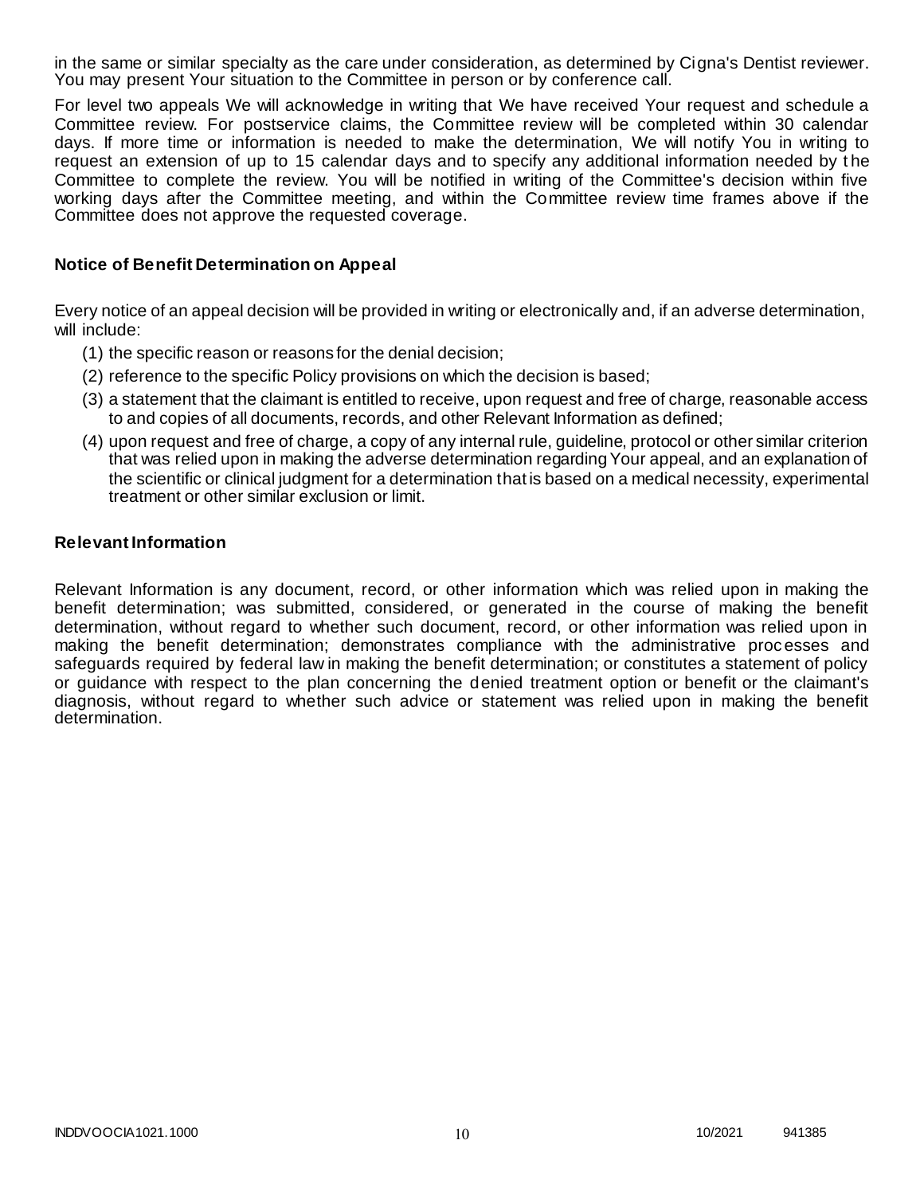in the same or similar specialty as the care under consideration, as determined by Cigna's Dentist reviewer. You may present Your situation to the Committee in person or by conference call.

For level two appeals We will acknowledge in writing that We have received Your request and schedule a Committee review. For postservice claims, the Committee review will be completed within 30 calendar days. If more time or information is needed to make the determination, We will notify You in writing to request an extension of up to 15 calendar days and to specify any additional information needed by the Committee to complete the review. You will be notified in writing of the Committee's decision within five working days after the Committee meeting, and within the Committee review time frames above if the Committee does not approve the requested coverage.

### Notice of Benefit Determination on Appeal

Every notice of an appeal decision will be provided in writing or electronically and, if an adverse determination, will include:

(1) the specific reason or reasons for the denial decision;

(2) reference to the specific Policy provisions on which the decision is based;

(3) a statement that the claimant is entitled to receive, upon request and free of charge, reasonable access to and copies of all documents, records, and other Relevant Information as defined;

(4) upon request and free of charge, a copy of any internal rule, guideline, protocol or other similar criterion that was relied upon in making the adverse determination regarding Your appeal, and an explanation of the scientific or clinical judgment for a determination that is based on a medical necessity, experimental treatment or other similar exclusion or limit.

### Relevant Information

Relevant Information is any document, record, or other information which was relied upon in making the benefit determination; was submitted, considered, or generated in the course of making the benefit determination, without regard to whether such document, record, or other information was relied upon in making the benefit determination; demonstrates compliance with the administrative processes and safeguards required by federal law in making the benefit determination; or constitutes a statement of policy or guidance with respect to the plan concerning the denied treatment option or benefit or the claimant's diagnosis, without regard to whether such advice or statement was relied upon in making the benefit determination.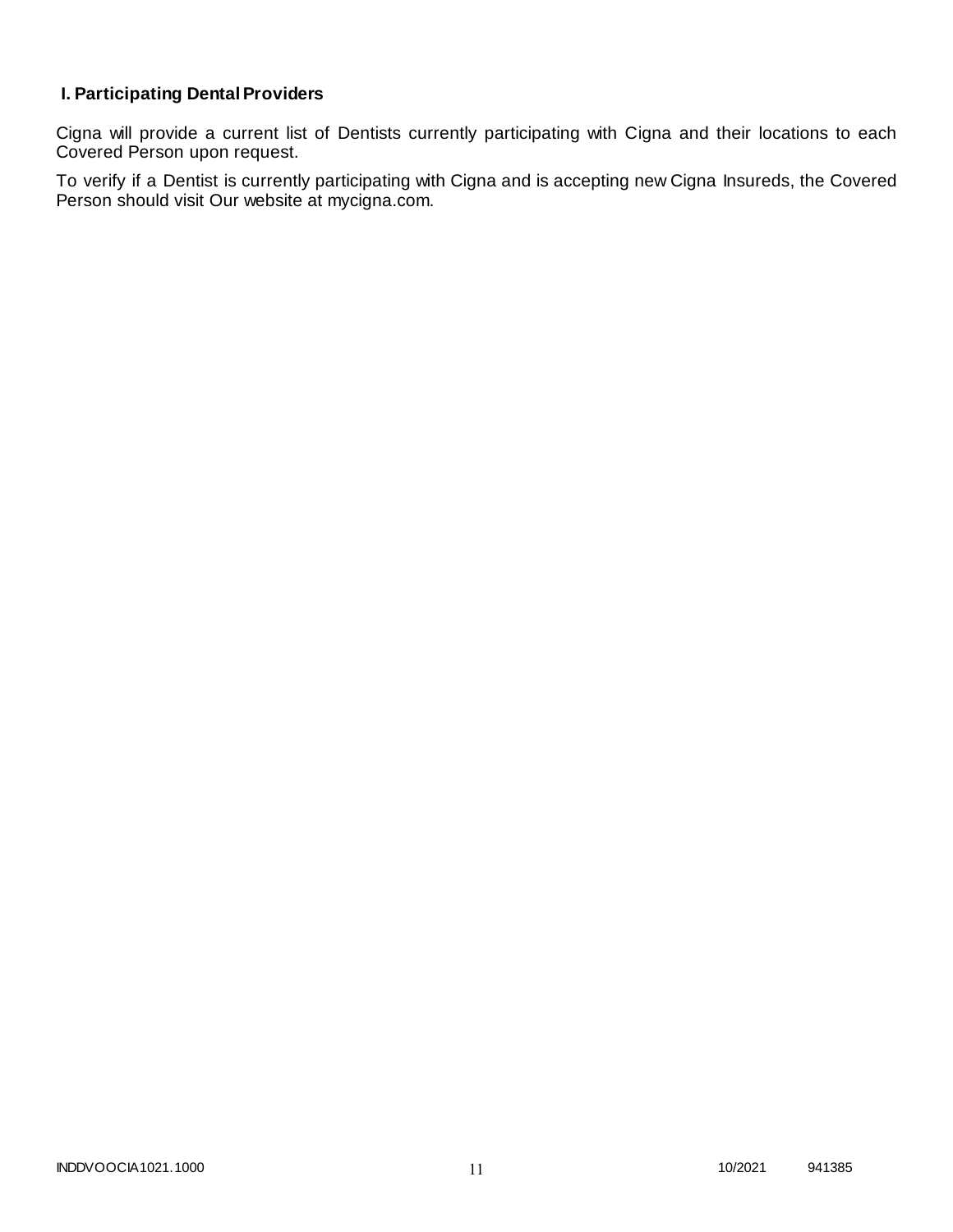## I. Participating Dental Providers

Cigna will provide a current list of Dentists currently participating with Cigna and their locations to each Covered Person upon request.

To verify if a Dentist is currently participating with Cigna and is accepting new Cigna Insureds, the Covered Person should visit Our website at mycigna.com.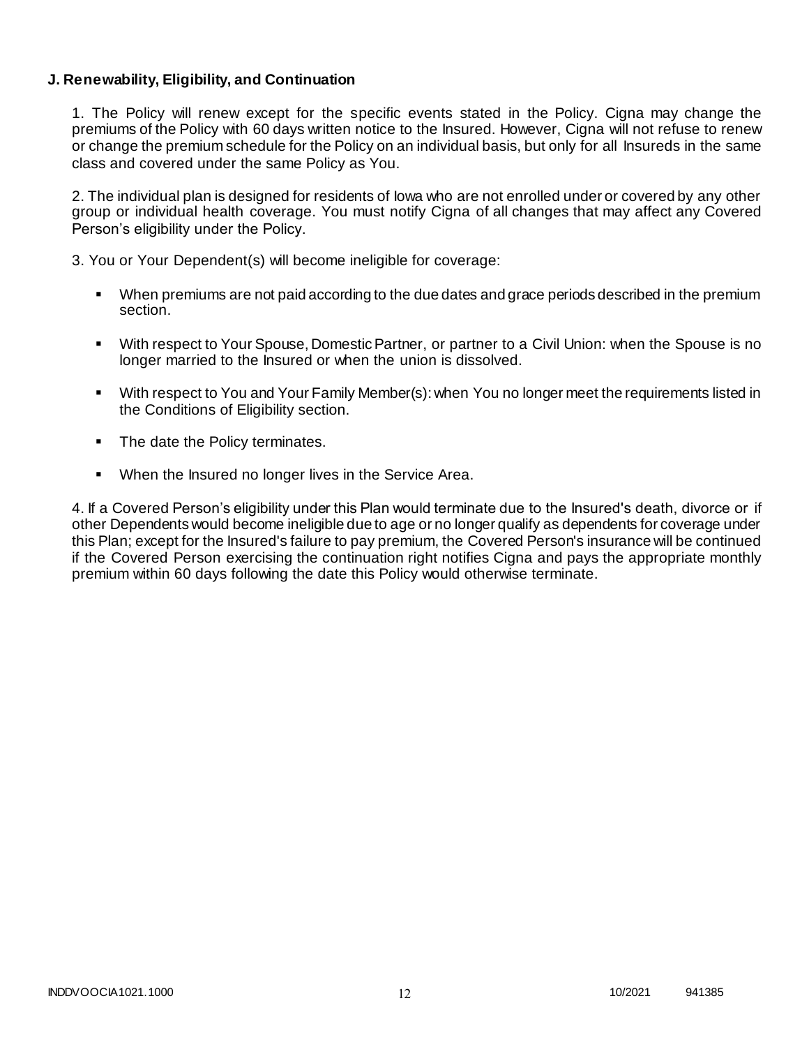### J. Renewability, Eligibility, and Continuation

1. The Policy will renew except for the specific events stated in the Policy. Cigna may change the premiums of the Policy with 60 days written notice to the Insured. However, Cigna will not refuse to renew or change the premium schedule for the Policy on an individual basis, but only for all Insureds in the same class and covered under the same Policy as You.

2. The individual plan is designed for residents of Iowa who are not enrolled under or covered by any other group or individual health coverage. You must notify Cigna of all changes that may affect any Covered Person's eligibility under the Policy.

3. You or Your Dependent(s) will become ineligible for coverage:

- When premiums are not paid according to the due dates and grace periods described in the premium section.
- With respect to Your Spouse, Domestic Partner, or partner to a Civil Union: when the Spouse is no longer married to the Insured or when the union is dissolved.
- With respect to You and Your Family Member(s): when You no longer meet the requirements listed in the Conditions of Eligibility section.
- The date the Policy terminates.
- When the Insured no longer lives in the Service Area.

4. If a Covered Person's eligibility under this Plan would terminate due to the Insured's death, divorce or if other Dependents would become ineligible due to age or no longer qualify as dependents for coverage under this Plan; except for the Insured's failure to pay premium, the Covered Person's insurance will be continued if the Covered Person exercising the continuation right notifies Cigna and pays the appropriate monthly premium within 60 days following the date this Policy would otherwise terminate.

INDDVOOCIA1021.1000 10/2021 941385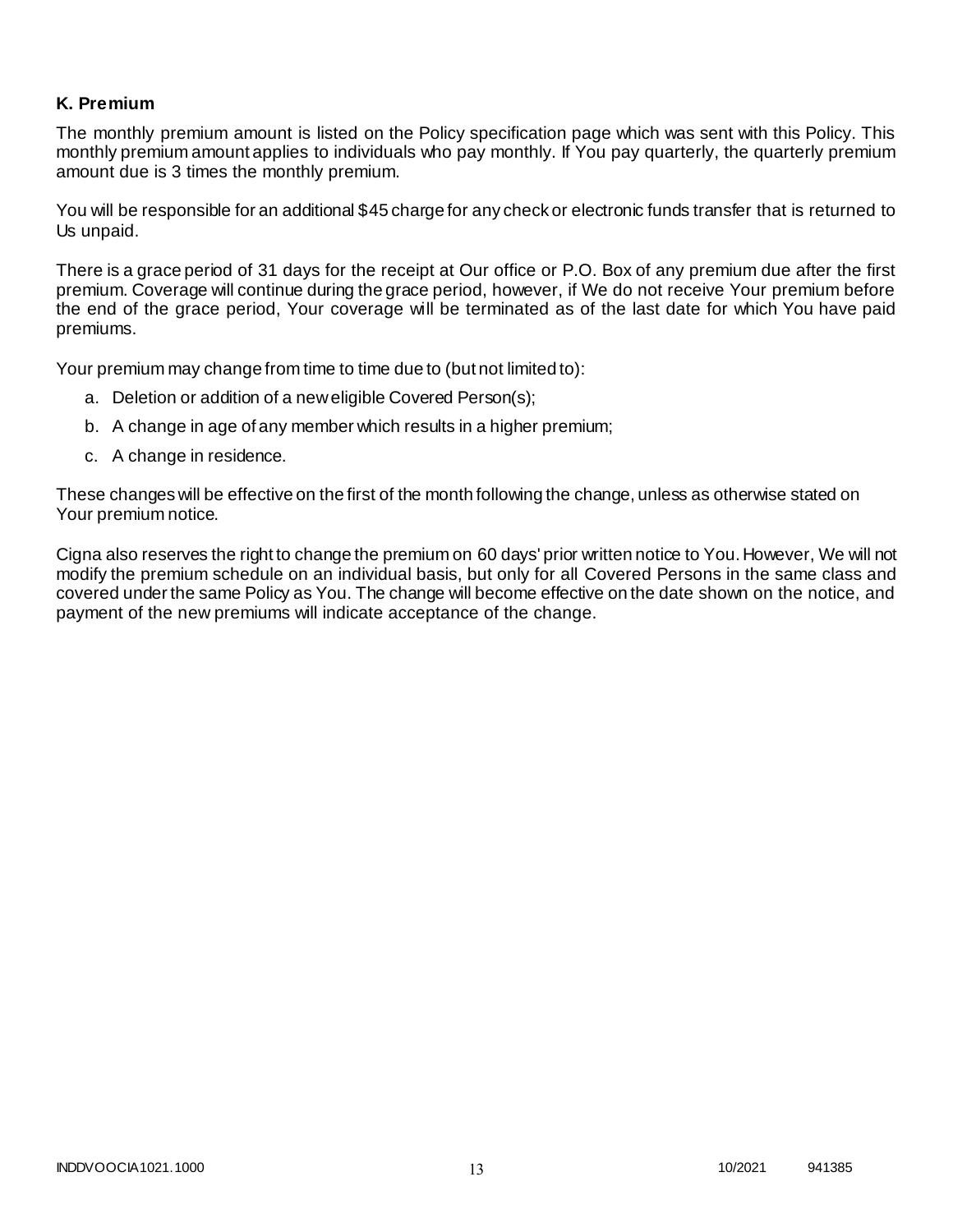### K. Premium

The monthly premium amount is listed on the Policy specification page which was sent with this Policy. This monthly premium amount applies to individuals who pay monthly. If You pay quarterly, the quarterly premium amount due is 3 times the monthly premium.

You will be responsible for an additional $45 charge for any check or electronic funds transfer that is returned to Us unpaid.

There is a grace period of 31 days for the receipt at Our office or P.O. Box of any premium due after the first premium. Coverage will continue during the grace period, however, if We do not receive Your premium before the end of the grace period, Your coverage will be terminated as of the last date for which You have paid premiums.

Your premium may change from time to time due to (but not limited to):

a. Deletion or addition of a new eligible Covered Person(s);
b. A change in age of any member which results in a higher premium;
c. A change in residence.

These changes will be effective on the first of the month following the change, unless as otherwise stated on Your premium notice.

Cigna also reserves the right to change the premium on 60 days' prior written notice to You. However, We will not modify the premium schedule on an individual basis, but only for all Covered Persons in the same class and covered under the same Policy as You. The change will become effective on the date shown on the notice, and payment of the new premiums will indicate acceptance of the change.